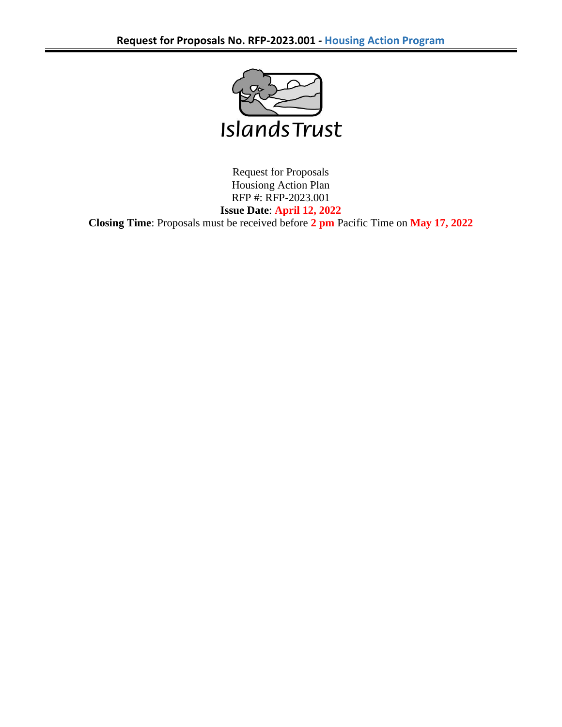Islands Trust

Request for Proposals
Housiong Action Plan
RFP #: RFP-2023.001
**Issue Date**: **April 12, 2022**
**Closing Time**: Proposals must be received before **2 pm** Pacific Time on **May 17, 2022**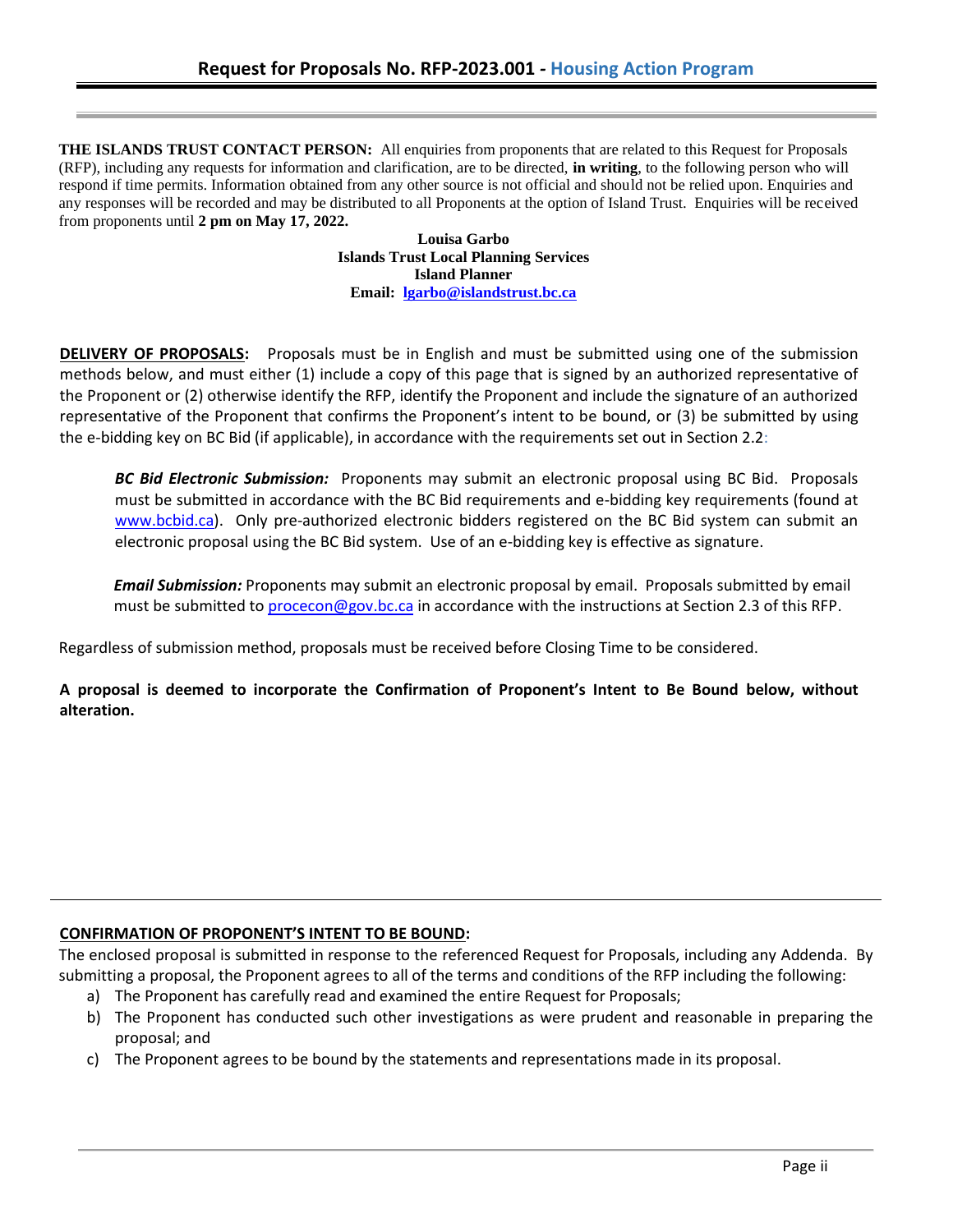**THE ISLANDS TRUST CONTACT PERSON:** All enquiries from proponents that are related to this Request for Proposals (RFP), including any requests for information and clarification, are to be directed, **in writing**, to the following person who will respond if time permits. Information obtained from any other source is not official and should not be relied upon. Enquiries and any responses will be recorded and may be distributed to all Proponents at the option of Island Trust. Enquiries will be received from proponents until **2 pm on May 17, 2022.**

**Louisa Garbo**
**Islands Trust Local Planning Services**
**Island Planner**
**Email: lgarbo@islandstrust.bc.ca**

**DELIVERY OF PROPOSALS:** Proposals must be in English and must be submitted using one of the submission methods below, and must either (1) include a copy of this page that is signed by an authorized representative of the Proponent or (2) otherwise identify the RFP, identify the Proponent and include the signature of an authorized representative of the Proponent that confirms the Proponent's intent to be bound, or (3) be submitted by using the e-bidding key on BC Bid (if applicable), in accordance with the requirements set out in Section 2.2:

> ***BC Bid Electronic Submission:*** Proponents may submit an electronic proposal using BC Bid. Proposals must be submitted in accordance with the BC Bid requirements and e-bidding key requirements (found at www.bcbid.ca). Only pre-authorized electronic bidders registered on the BC Bid system can submit an electronic proposal using the BC Bid system. Use of an e-bidding key is effective as signature.
>
> ***Email Submission:*** Proponents may submit an electronic proposal by email. Proposals submitted by email must be submitted to procecon@gov.bc.ca in accordance with the instructions at Section 2.3 of this RFP.

Regardless of submission method, proposals must be received before Closing Time to be considered.

**A proposal is deemed to incorporate the Confirmation of Proponent's Intent to Be Bound below, without alteration.**

---

**CONFIRMATION OF PROPONENT'S INTENT TO BE BOUND:**

The enclosed proposal is submitted in response to the referenced Request for Proposals, including any Addenda. By submitting a proposal, the Proponent agrees to all of the terms and conditions of the RFP including the following:

a) The Proponent has carefully read and examined the entire Request for Proposals;
b) The Proponent has conducted such other investigations as were prudent and reasonable in preparing the proposal; and
c) The Proponent agrees to be bound by the statements and representations made in its proposal.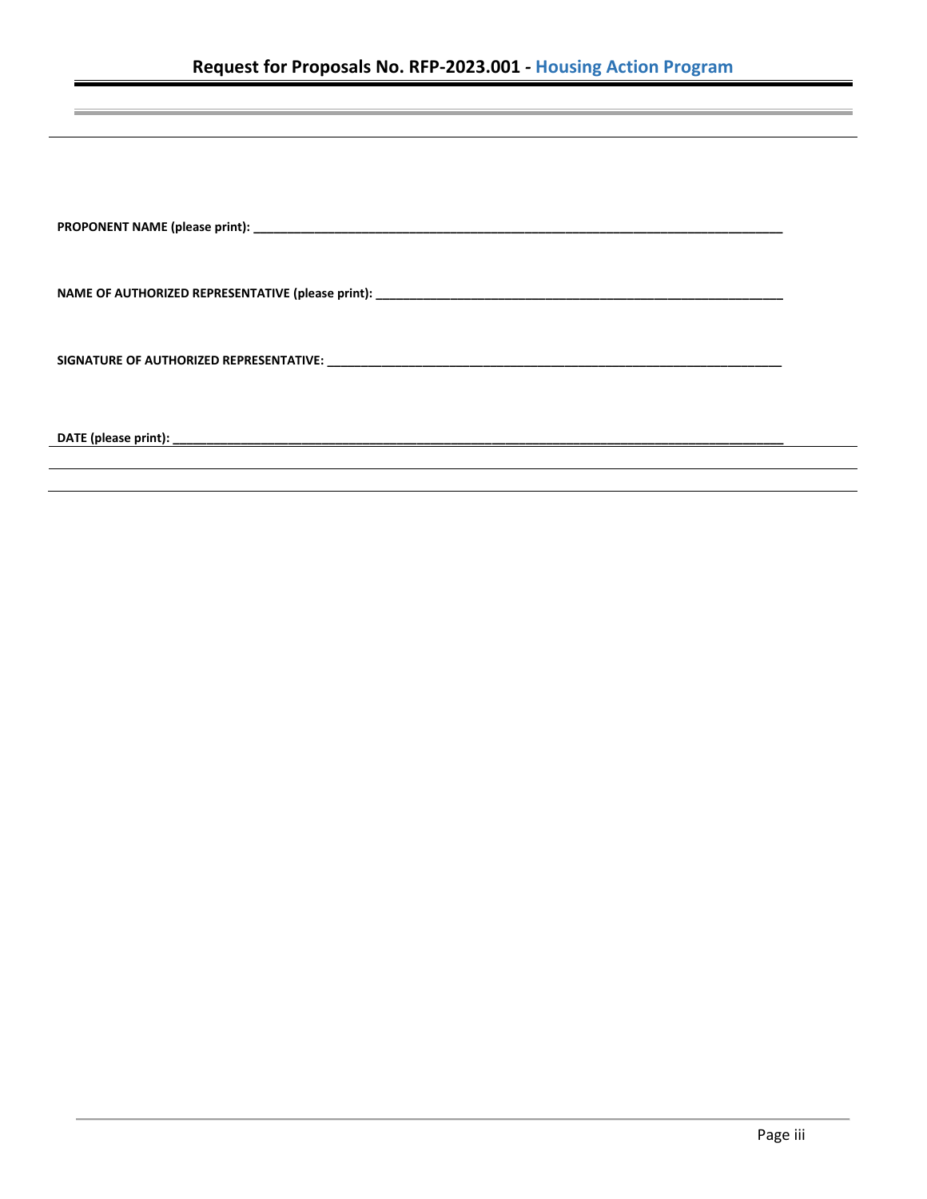**PROPONENT NAME (please print): ___________________________________________________________________________**

**NAME OF AUTHORIZED REPRESENTATIVE (please print): ________________________________________________________**

**SIGNATURE OF AUTHORIZED REPRESENTATIVE: ____________________________________________________________**

**DATE (please print): _________________________________________________________________________________**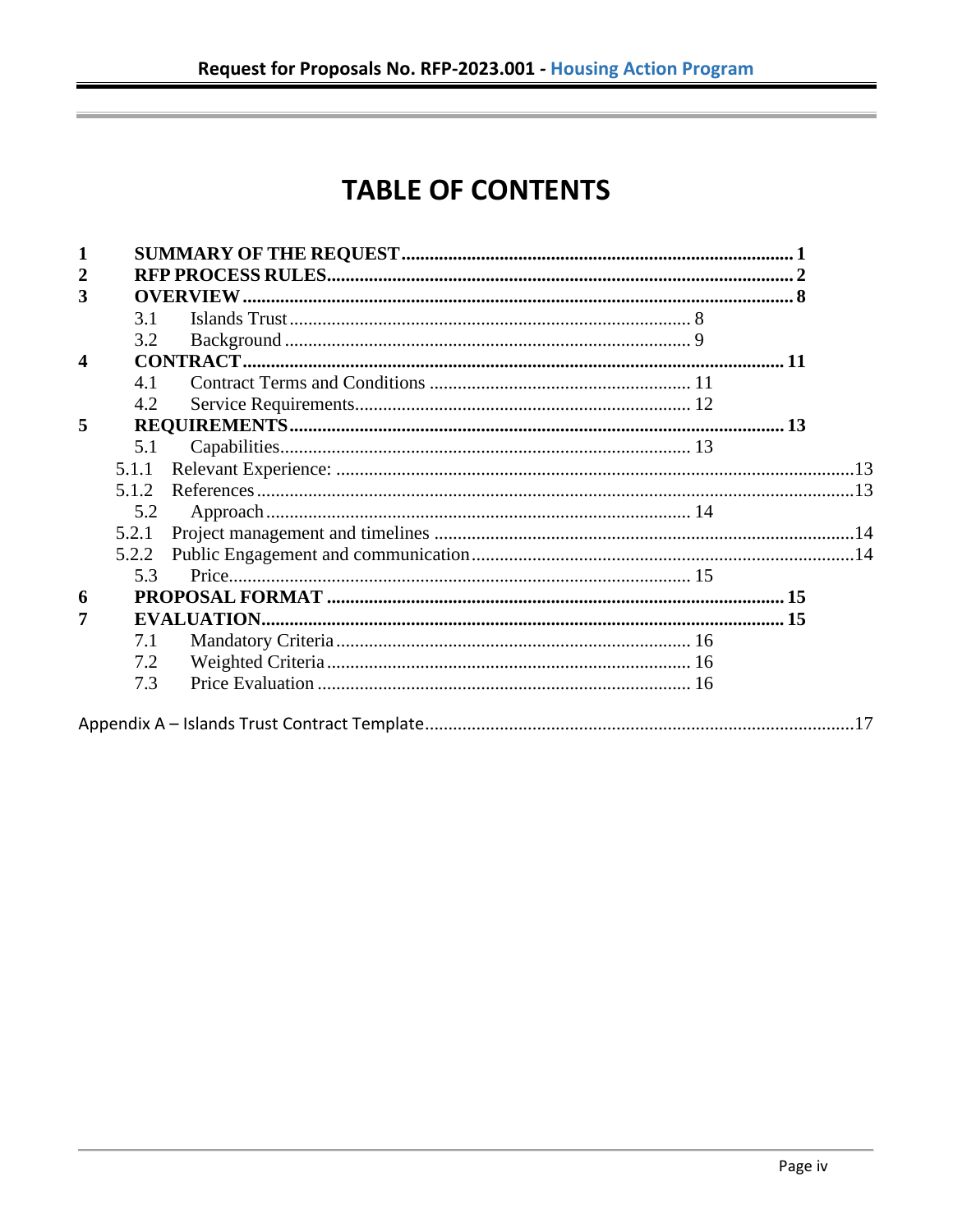# TABLE OF CONTENTS

| | | |
|---|---|---|
| **1** | **SUMMARY OF THE REQUEST** | **1** |
| **2** | **RFP PROCESS RULES** | **2** |
| **3** | **OVERVIEW** | **8** |
| 3.1 | Islands Trust | 8 |
| 3.2 | Background | 9 |
| **4** | **CONTRACT** | **11** |
| 4.1 | Contract Terms and Conditions | 11 |
| 4.2 | Service Requirements | 12 |
| **5** | **REQUIREMENTS** | **13** |
| 5.1 | Capabilities | 13 |
| 5.1.1 | Relevant Experience: | 13 |
| 5.1.2 | References | 13 |
| 5.2 | Approach | 14 |
| 5.2.1 | Project management and timelines | 14 |
| 5.2.2 | Public Engagement and communication | 14 |
| 5.3 | Price | 15 |
| **6** | **PROPOSAL FORMAT** | **15** |
| **7** | **EVALUATION** | **15** |
| 7.1 | Mandatory Criteria | 16 |
| 7.2 | Weighted Criteria | 16 |
| 7.3 | Price Evaluation | 16 |

Appendix A – Islands Trust Contract Template ....17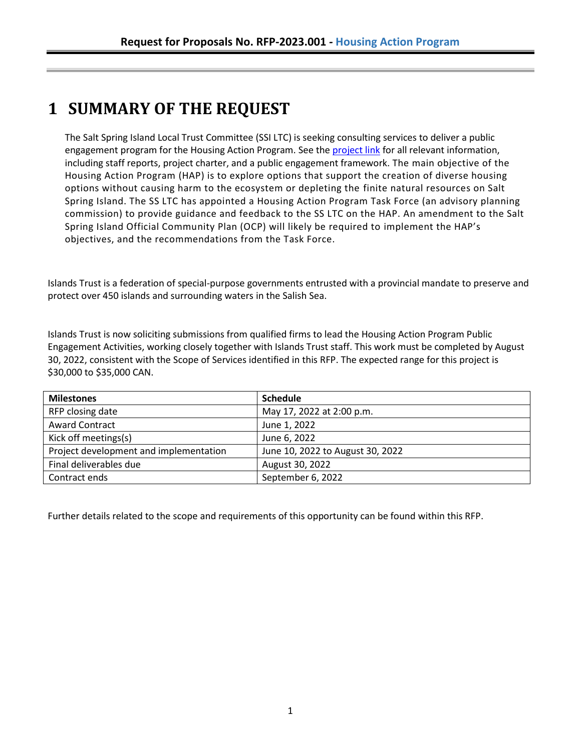# 1 SUMMARY OF THE REQUEST

The Salt Spring Island Local Trust Committee (SSI LTC) is seeking consulting services to deliver a public engagement program for the Housing Action Program. See the project link for all relevant information, including staff reports, project charter, and a public engagement framework. The main objective of the Housing Action Program (HAP) is to explore options that support the creation of diverse housing options without causing harm to the ecosystem or depleting the finite natural resources on Salt Spring Island. The SS LTC has appointed a Housing Action Program Task Force (an advisory planning commission) to provide guidance and feedback to the SS LTC on the HAP. An amendment to the Salt Spring Island Official Community Plan (OCP) will likely be required to implement the HAP's objectives, and the recommendations from the Task Force.

Islands Trust is a federation of special-purpose governments entrusted with a provincial mandate to preserve and protect over 450 islands and surrounding waters in the Salish Sea.

Islands Trust is now soliciting submissions from qualified firms to lead the Housing Action Program Public Engagement Activities, working closely together with Islands Trust staff. This work must be completed by August 30, 2022, consistent with the Scope of Services identified in this RFP. The expected range for this project is $30,000 to $35,000 CAN.

| Milestones | Schedule |
|---|---|
| RFP closing date | May 17, 2022 at 2:00 p.m. |
| Award Contract | June 1, 2022 |
| Kick off meetings(s) | June 6, 2022 |
| Project development and implementation | June 10, 2022 to August 30, 2022 |
| Final deliverables due | August 30, 2022 |
| Contract ends | September 6, 2022 |

Further details related to the scope and requirements of this opportunity can be found within this RFP.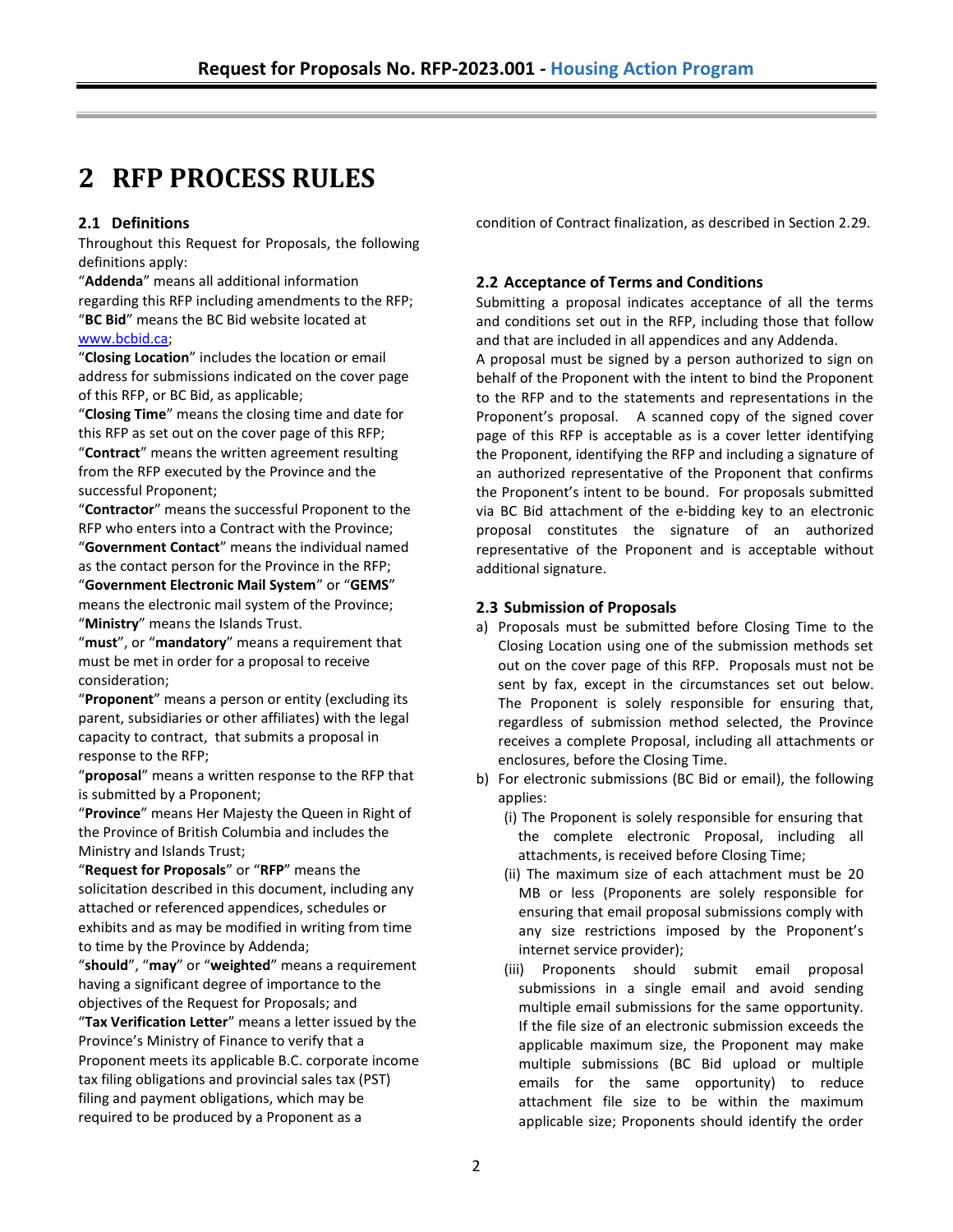# 2 RFP PROCESS RULES

## 2.1 Definitions

Throughout this Request for Proposals, the following definitions apply:

"**Addenda**" means all additional information regarding this RFP including amendments to the RFP;

"**BC Bid**" means the BC Bid website located at www.bcbid.ca;

"**Closing Location**" includes the location or email address for submissions indicated on the cover page of this RFP, or BC Bid, as applicable;

"**Closing Time**" means the closing time and date for this RFP as set out on the cover page of this RFP;

"**Contract**" means the written agreement resulting from the RFP executed by the Province and the successful Proponent;

"**Contractor**" means the successful Proponent to the RFP who enters into a Contract with the Province;

"**Government Contact**" means the individual named as the contact person for the Province in the RFP;

"**Government Electronic Mail System**" or "**GEMS**" means the electronic mail system of the Province;

"**Ministry**" means the Islands Trust.

"**must**", or "**mandatory**" means a requirement that must be met in order for a proposal to receive consideration;

"**Proponent**" means a person or entity (excluding its parent, subsidiaries or other affiliates) with the legal capacity to contract, that submits a proposal in response to the RFP;

"**proposal**" means a written response to the RFP that is submitted by a Proponent;

"**Province**" means Her Majesty the Queen in Right of the Province of British Columbia and includes the Ministry and Islands Trust;

"**Request for Proposals**" or "**RFP**" means the solicitation described in this document, including any attached or referenced appendices, schedules or exhibits and as may be modified in writing from time to time by the Province by Addenda;

"**should**", "**may**" or "**weighted**" means a requirement having a significant degree of importance to the objectives of the Request for Proposals; and

"**Tax Verification Letter**" means a letter issued by the Province's Ministry of Finance to verify that a Proponent meets its applicable B.C. corporate income tax filing obligations and provincial sales tax (PST) filing and payment obligations, which may be required to be produced by a Proponent as a condition of Contract finalization, as described in Section 2.29.

## 2.2 Acceptance of Terms and Conditions

Submitting a proposal indicates acceptance of all the terms and conditions set out in the RFP, including those that follow and that are included in all appendices and any Addenda.

A proposal must be signed by a person authorized to sign on behalf of the Proponent with the intent to bind the Proponent to the RFP and to the statements and representations in the Proponent's proposal. A scanned copy of the signed cover page of this RFP is acceptable as is a cover letter identifying the Proponent, identifying the RFP and including a signature of an authorized representative of the Proponent that confirms the Proponent's intent to be bound. For proposals submitted via BC Bid attachment of the e-bidding key to an electronic proposal constitutes the signature of an authorized representative of the Proponent and is acceptable without additional signature.

## 2.3 Submission of Proposals

a) Proposals must be submitted before Closing Time to the Closing Location using one of the submission methods set out on the cover page of this RFP. Proposals must not be sent by fax, except in the circumstances set out below. The Proponent is solely responsible for ensuring that, regardless of submission method selected, the Province receives a complete Proposal, including all attachments or enclosures, before the Closing Time.

b) For electronic submissions (BC Bid or email), the following applies:
   - (i) The Proponent is solely responsible for ensuring that the complete electronic Proposal, including all attachments, is received before Closing Time;
   - (ii) The maximum size of each attachment must be 20 MB or less (Proponents are solely responsible for ensuring that email proposal submissions comply with any size restrictions imposed by the Proponent's internet service provider);
   - (iii) Proponents should submit email proposal submissions in a single email and avoid sending multiple email submissions for the same opportunity. If the file size of an electronic submission exceeds the applicable maximum size, the Proponent may make multiple submissions (BC Bid upload or multiple emails for the same opportunity) to reduce attachment file size to be within the maximum applicable size; Proponents should identify the order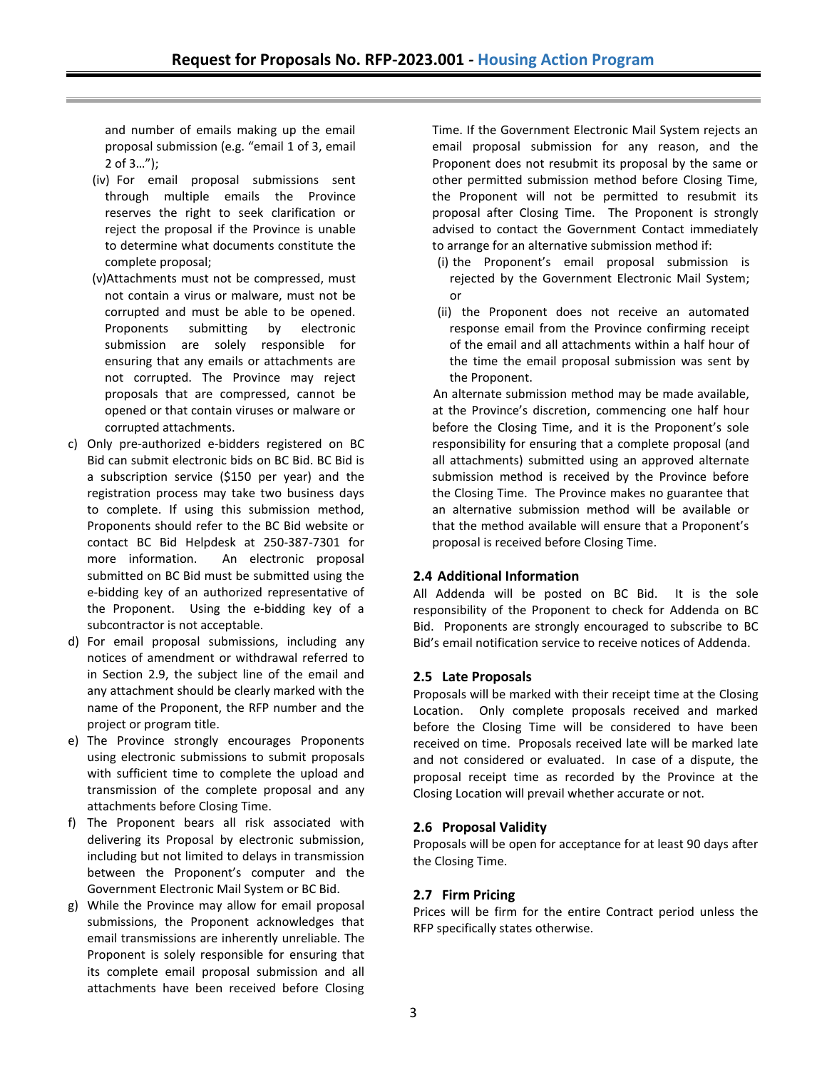and number of emails making up the email proposal submission (e.g. “email 1 of 3, email 2 of 3…”);

(iv) For email proposal submissions sent through multiple emails the Province reserves the right to seek clarification or reject the proposal if the Province is unable to determine what documents constitute the complete proposal;

(v) Attachments must not be compressed, must not contain a virus or malware, must not be corrupted and must be able to be opened. Proponents submitting by electronic submission are solely responsible for ensuring that any emails or attachments are not corrupted. The Province may reject proposals that are compressed, cannot be opened or that contain viruses or malware or corrupted attachments.

c) Only pre-authorized e-bidders registered on BC Bid can submit electronic bids on BC Bid. BC Bid is a subscription service ($150 per year) and the registration process may take two business days to complete. If using this submission method, Proponents should refer to the BC Bid website or contact BC Bid Helpdesk at 250-387-7301 for more information. An electronic proposal submitted on BC Bid must be submitted using the e-bidding key of an authorized representative of the Proponent. Using the e-bidding key of a subcontractor is not acceptable.

d) For email proposal submissions, including any notices of amendment or withdrawal referred to in Section 2.9, the subject line of the email and any attachment should be clearly marked with the name of the Proponent, the RFP number and the project or program title.

e) The Province strongly encourages Proponents using electronic submissions to submit proposals with sufficient time to complete the upload and transmission of the complete proposal and any attachments before Closing Time.

f) The Proponent bears all risk associated with delivering its Proposal by electronic submission, including but not limited to delays in transmission between the Proponent’s computer and the Government Electronic Mail System or BC Bid.

g) While the Province may allow for email proposal submissions, the Proponent acknowledges that email transmissions are inherently unreliable. The Proponent is solely responsible for ensuring that its complete email proposal submission and all attachments have been received before Closing Time. If the Government Electronic Mail System rejects an email proposal submission for any reason, and the Proponent does not resubmit its proposal by the same or other permitted submission method before Closing Time, the Proponent will not be permitted to resubmit its proposal after Closing Time. The Proponent is strongly advised to contact the Government Contact immediately to arrange for an alternative submission method if:

(i) the Proponent’s email proposal submission is rejected by the Government Electronic Mail System; or

(ii) the Proponent does not receive an automated response email from the Province confirming receipt of the email and all attachments within a half hour of the time the email proposal submission was sent by the Proponent.

An alternate submission method may be made available, at the Province’s discretion, commencing one half hour before the Closing Time, and it is the Proponent’s sole responsibility for ensuring that a complete proposal (and all attachments) submitted using an approved alternate submission method is received by the Province before the Closing Time. The Province makes no guarantee that an alternative submission method will be available or that the method available will ensure that a Proponent’s proposal is received before Closing Time.

## 2.4 Additional Information

All Addenda will be posted on BC Bid. It is the sole responsibility of the Proponent to check for Addenda on BC Bid. Proponents are strongly encouraged to subscribe to BC Bid’s email notification service to receive notices of Addenda.

## 2.5 Late Proposals

Proposals will be marked with their receipt time at the Closing Location. Only complete proposals received and marked before the Closing Time will be considered to have been received on time. Proposals received late will be marked late and not considered or evaluated. In case of a dispute, the proposal receipt time as recorded by the Province at the Closing Location will prevail whether accurate or not.

## 2.6 Proposal Validity

Proposals will be open for acceptance for at least 90 days after the Closing Time.

## 2.7 Firm Pricing

Prices will be firm for the entire Contract period unless the RFP specifically states otherwise.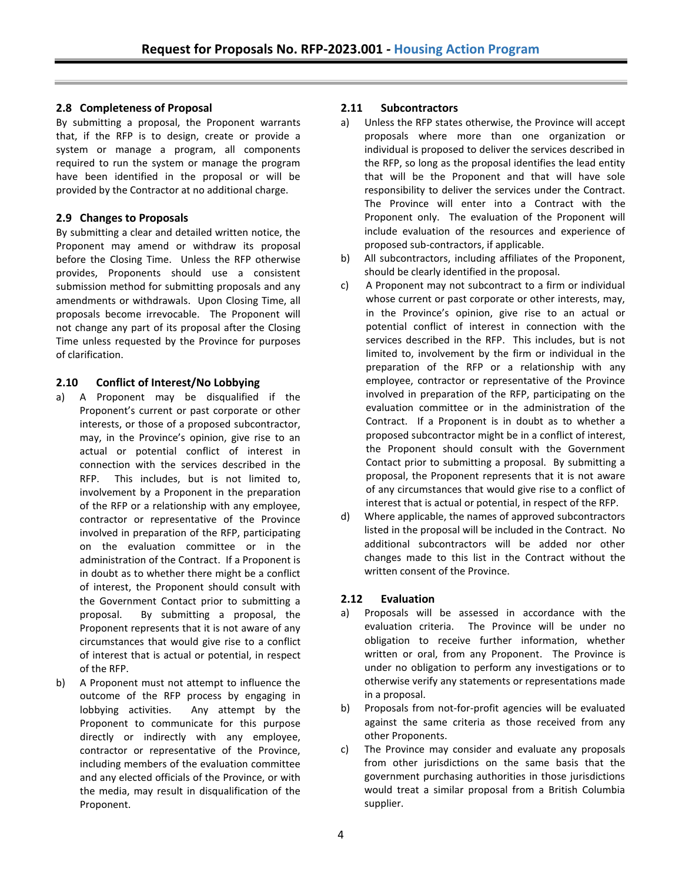### 2.8 Completeness of Proposal

By submitting a proposal, the Proponent warrants that, if the RFP is to design, create or provide a system or manage a program, all components required to run the system or manage the program have been identified in the proposal or will be provided by the Contractor at no additional charge.

### 2.9 Changes to Proposals

By submitting a clear and detailed written notice, the Proponent may amend or withdraw its proposal before the Closing Time. Unless the RFP otherwise provides, Proponents should use a consistent submission method for submitting proposals and any amendments or withdrawals. Upon Closing Time, all proposals become irrevocable. The Proponent will not change any part of its proposal after the Closing Time unless requested by the Province for purposes of clarification.

### 2.10 Conflict of Interest/No Lobbying

a) A Proponent may be disqualified if the Proponent's current or past corporate or other interests, or those of a proposed subcontractor, may, in the Province's opinion, give rise to an actual or potential conflict of interest in connection with the services described in the RFP. This includes, but is not limited to, involvement by a Proponent in the preparation of the RFP or a relationship with any employee, contractor or representative of the Province involved in preparation of the RFP, participating on the evaluation committee or in the administration of the Contract. If a Proponent is in doubt as to whether there might be a conflict of interest, the Proponent should consult with the Government Contact prior to submitting a proposal. By submitting a proposal, the Proponent represents that it is not aware of any circumstances that would give rise to a conflict of interest that is actual or potential, in respect of the RFP.

b) A Proponent must not attempt to influence the outcome of the RFP process by engaging in lobbying activities. Any attempt by the Proponent to communicate for this purpose directly or indirectly with any employee, contractor or representative of the Province, including members of the evaluation committee and any elected officials of the Province, or with the media, may result in disqualification of the Proponent.

### 2.11 Subcontractors

a) Unless the RFP states otherwise, the Province will accept proposals where more than one organization or individual is proposed to deliver the services described in the RFP, so long as the proposal identifies the lead entity that will be the Proponent and that will have sole responsibility to deliver the services under the Contract. The Province will enter into a Contract with the Proponent only. The evaluation of the Proponent will include evaluation of the resources and experience of proposed sub-contractors, if applicable.

b) All subcontractors, including affiliates of the Proponent, should be clearly identified in the proposal.

c) A Proponent may not subcontract to a firm or individual whose current or past corporate or other interests, may, in the Province's opinion, give rise to an actual or potential conflict of interest in connection with the services described in the RFP. This includes, but is not limited to, involvement by the firm or individual in the preparation of the RFP or a relationship with any employee, contractor or representative of the Province involved in preparation of the RFP, participating on the evaluation committee or in the administration of the Contract. If a Proponent is in doubt as to whether a proposed subcontractor might be in a conflict of interest, the Proponent should consult with the Government Contact prior to submitting a proposal. By submitting a proposal, the Proponent represents that it is not aware of any circumstances that would give rise to a conflict of interest that is actual or potential, in respect of the RFP.

d) Where applicable, the names of approved subcontractors listed in the proposal will be included in the Contract. No additional subcontractors will be added nor other changes made to this list in the Contract without the written consent of the Province.

### 2.12 Evaluation

a) Proposals will be assessed in accordance with the evaluation criteria. The Province will be under no obligation to receive further information, whether written or oral, from any Proponent. The Province is under no obligation to perform any investigations or to otherwise verify any statements or representations made in a proposal.

b) Proposals from not-for-profit agencies will be evaluated against the same criteria as those received from any other Proponents.

c) The Province may consider and evaluate any proposals from other jurisdictions on the same basis that the government purchasing authorities in those jurisdictions would treat a similar proposal from a British Columbia supplier.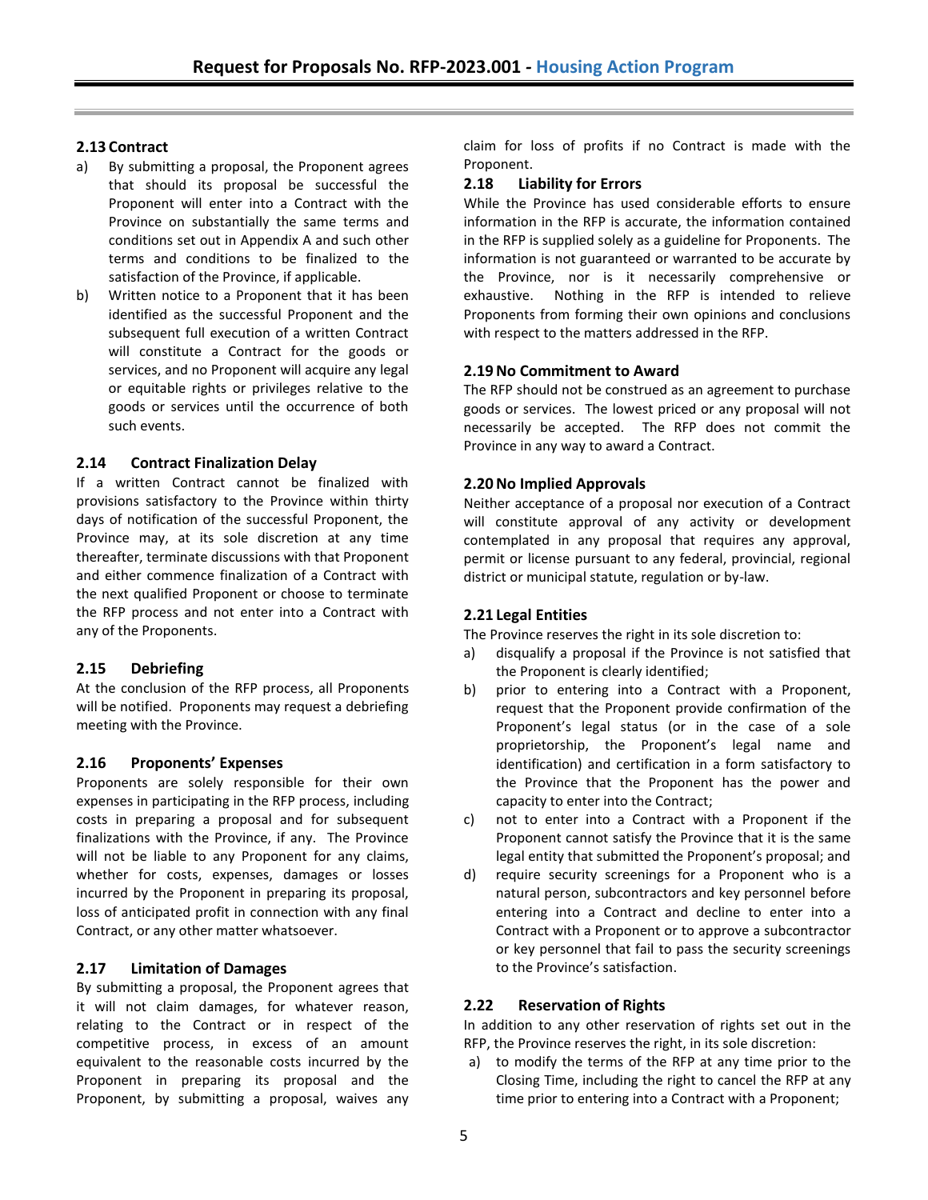### 2.13 Contract

a) By submitting a proposal, the Proponent agrees that should its proposal be successful the Proponent will enter into a Contract with the Province on substantially the same terms and conditions set out in Appendix A and such other terms and conditions to be finalized to the satisfaction of the Province, if applicable.

b) Written notice to a Proponent that it has been identified as the successful Proponent and the subsequent full execution of a written Contract will constitute a Contract for the goods or services, and no Proponent will acquire any legal or equitable rights or privileges relative to the goods or services until the occurrence of both such events.

### 2.14 Contract Finalization Delay

If a written Contract cannot be finalized with provisions satisfactory to the Province within thirty days of notification of the successful Proponent, the Province may, at its sole discretion at any time thereafter, terminate discussions with that Proponent and either commence finalization of a Contract with the next qualified Proponent or choose to terminate the RFP process and not enter into a Contract with any of the Proponents.

### 2.15 Debriefing

At the conclusion of the RFP process, all Proponents will be notified. Proponents may request a debriefing meeting with the Province.

### 2.16 Proponents' Expenses

Proponents are solely responsible for their own expenses in participating in the RFP process, including costs in preparing a proposal and for subsequent finalizations with the Province, if any. The Province will not be liable to any Proponent for any claims, whether for costs, expenses, damages or losses incurred by the Proponent in preparing its proposal, loss of anticipated profit in connection with any final Contract, or any other matter whatsoever.

### 2.17 Limitation of Damages

By submitting a proposal, the Proponent agrees that it will not claim damages, for whatever reason, relating to the Contract or in respect of the competitive process, in excess of an amount equivalent to the reasonable costs incurred by the Proponent in preparing its proposal and the Proponent, by submitting a proposal, waives any claim for loss of profits if no Contract is made with the Proponent.

### 2.18 Liability for Errors

While the Province has used considerable efforts to ensure information in the RFP is accurate, the information contained in the RFP is supplied solely as a guideline for Proponents. The information is not guaranteed or warranted to be accurate by the Province, nor is it necessarily comprehensive or exhaustive. Nothing in the RFP is intended to relieve Proponents from forming their own opinions and conclusions with respect to the matters addressed in the RFP.

### 2.19 No Commitment to Award

The RFP should not be construed as an agreement to purchase goods or services. The lowest priced or any proposal will not necessarily be accepted. The RFP does not commit the Province in any way to award a Contract.

### 2.20 No Implied Approvals

Neither acceptance of a proposal nor execution of a Contract will constitute approval of any activity or development contemplated in any proposal that requires any approval, permit or license pursuant to any federal, provincial, regional district or municipal statute, regulation or by-law.

### 2.21 Legal Entities

The Province reserves the right in its sole discretion to:

a) disqualify a proposal if the Province is not satisfied that the Proponent is clearly identified;

b) prior to entering into a Contract with a Proponent, request that the Proponent provide confirmation of the Proponent's legal status (or in the case of a sole proprietorship, the Proponent's legal name and identification) and certification in a form satisfactory to the Province that the Proponent has the power and capacity to enter into the Contract;

c) not to enter into a Contract with a Proponent if the Proponent cannot satisfy the Province that it is the same legal entity that submitted the Proponent's proposal; and

d) require security screenings for a Proponent who is a natural person, subcontractors and key personnel before entering into a Contract and decline to enter into a Contract with a Proponent or to approve a subcontractor or key personnel that fail to pass the security screenings to the Province's satisfaction.

### 2.22 Reservation of Rights

In addition to any other reservation of rights set out in the RFP, the Province reserves the right, in its sole discretion:

a) to modify the terms of the RFP at any time prior to the Closing Time, including the right to cancel the RFP at any time prior to entering into a Contract with a Proponent;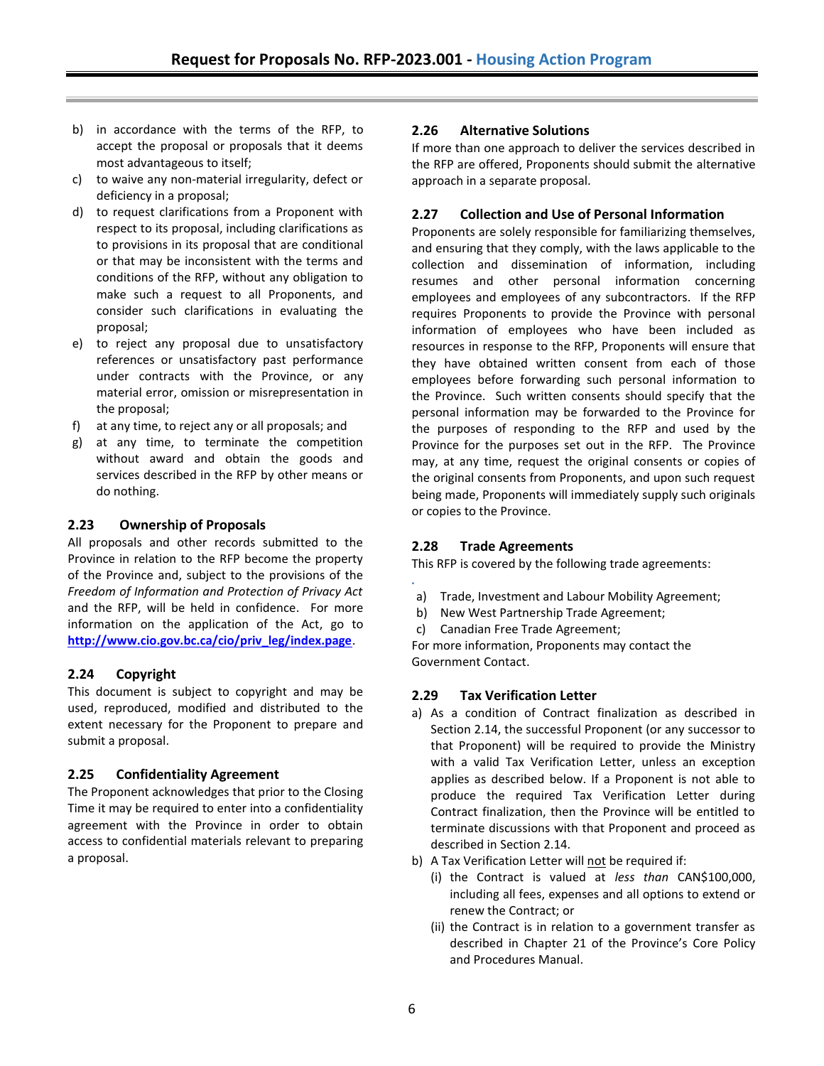b) in accordance with the terms of the RFP, to accept the proposal or proposals that it deems most advantageous to itself;
c) to waive any non-material irregularity, defect or deficiency in a proposal;
d) to request clarifications from a Proponent with respect to its proposal, including clarifications as to provisions in its proposal that are conditional or that may be inconsistent with the terms and conditions of the RFP, without any obligation to make such a request to all Proponents, and consider such clarifications in evaluating the proposal;
e) to reject any proposal due to unsatisfactory references or unsatisfactory past performance under contracts with the Province, or any material error, omission or misrepresentation in the proposal;
f) at any time, to reject any or all proposals; and
g) at any time, to terminate the competition without award and obtain the goods and services described in the RFP by other means or do nothing.

### 2.23 Ownership of Proposals

All proposals and other records submitted to the Province in relation to the RFP become the property of the Province and, subject to the provisions of the *Freedom of Information and Protection of Privacy Act* and the RFP, will be held in confidence. For more information on the application of the Act, go to **http://www.cio.gov.bc.ca/cio/priv_leg/index.page**.

### 2.24 Copyright

This document is subject to copyright and may be used, reproduced, modified and distributed to the extent necessary for the Proponent to prepare and submit a proposal.

### 2.25 Confidentiality Agreement

The Proponent acknowledges that prior to the Closing Time it may be required to enter into a confidentiality agreement with the Province in order to obtain access to confidential materials relevant to preparing a proposal.

### 2.26 Alternative Solutions

If more than one approach to deliver the services described in the RFP are offered, Proponents should submit the alternative approach in a separate proposal.

### 2.27 Collection and Use of Personal Information

Proponents are solely responsible for familiarizing themselves, and ensuring that they comply, with the laws applicable to the collection and dissemination of information, including resumes and other personal information concerning employees and employees of any subcontractors. If the RFP requires Proponents to provide the Province with personal information of employees who have been included as resources in response to the RFP, Proponents will ensure that they have obtained written consent from each of those employees before forwarding such personal information to the Province. Such written consents should specify that the personal information may be forwarded to the Province for the purposes of responding to the RFP and used by the Province for the purposes set out in the RFP. The Province may, at any time, request the original consents or copies of the original consents from Proponents, and upon such request being made, Proponents will immediately supply such originals or copies to the Province.

### 2.28 Trade Agreements

This RFP is covered by the following trade agreements:

a) Trade, Investment and Labour Mobility Agreement;
b) New West Partnership Trade Agreement;
c) Canadian Free Trade Agreement;

For more information, Proponents may contact the Government Contact.

### 2.29 Tax Verification Letter

a) As a condition of Contract finalization as described in Section 2.14, the successful Proponent (or any successor to that Proponent) will be required to provide the Ministry with a valid Tax Verification Letter, unless an exception applies as described below. If a Proponent is not able to produce the required Tax Verification Letter during Contract finalization, then the Province will be entitled to terminate discussions with that Proponent and proceed as described in Section 2.14.
b) A Tax Verification Letter will not be required if:
   (i) the Contract is valued at *less than* CAN$100,000, including all fees, expenses and all options to extend or renew the Contract; or
   (ii) the Contract is in relation to a government transfer as described in Chapter 21 of the Province's Core Policy and Procedures Manual.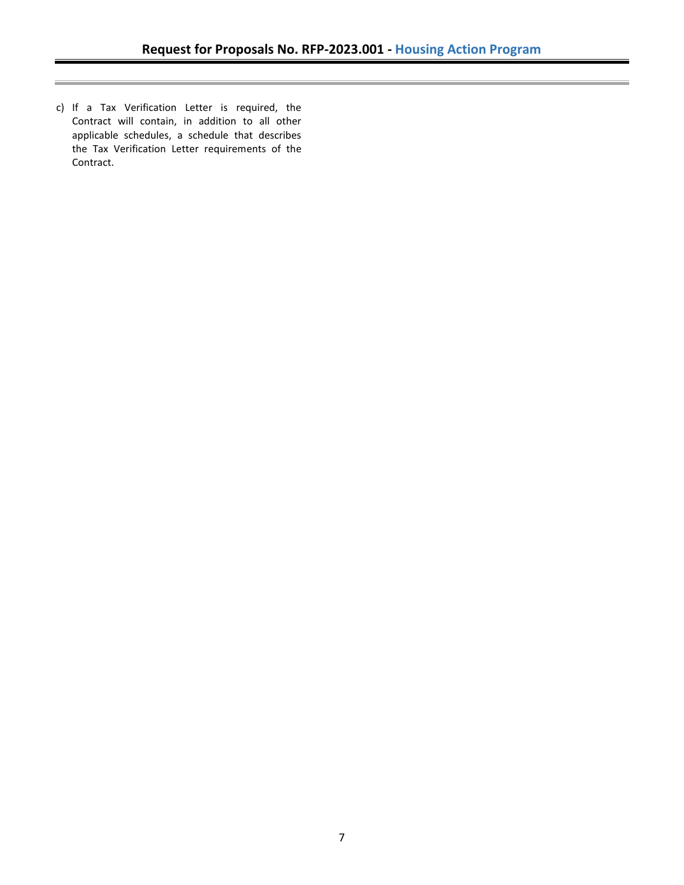c) If a Tax Verification Letter is required, the Contract will contain, in addition to all other applicable schedules, a schedule that describes the Tax Verification Letter requirements of the Contract.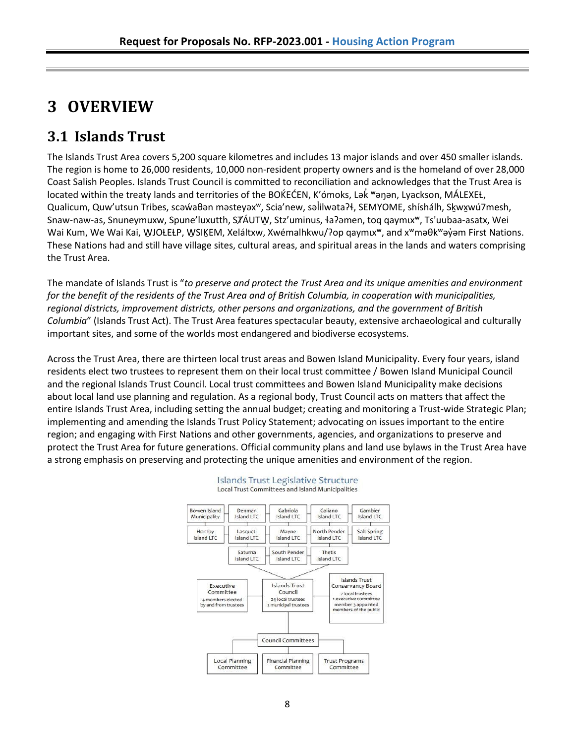# 3 OVERVIEW

## 3.1 Islands Trust

The Islands Trust Area covers 5,200 square kilometres and includes 13 major islands and over 450 smaller islands. The region is home to 26,000 residents, 10,000 non-resident property owners and is the homeland of over 28,000 Coast Salish Peoples. Islands Trust Council is committed to reconciliation and acknowledges that the Trust Area is located within the treaty lands and territories of the BOḰEĆEN, K’ómoks, Lək̓ʷəŋən, Lyackson, MÁLEXEŁ, Qualicum, Quw’utsun Tribes, scəw̓aθən məsteyəxʷ, Scia’new, səl̓ilwətaʔɬ, SEMYOME, shíshálh, Sḵwx̱wú7mesh, Snaw-naw-as, Snuneymuxw, Spune’luxutth, SȾÁUTW̱, Stz’uminus, ɬaʔəmen, toq qaymɩxʷ, Ts'uubaa-asatx, Wei Wai Kum, We Wai Kai, W̱JOȽEȽP, W̱SIḴEM, Xeláltxw, Xwémalhkwu/ʔop qaymɩxʷ, and xʷməθkʷəy̓əm First Nations. These Nations had and still have village sites, cultural areas, and spiritual areas in the lands and waters comprising the Trust Area.

The mandate of Islands Trust is “*to preserve and protect the Trust Area and its unique amenities and environment for the benefit of the residents of the Trust Area and of British Columbia, in cooperation with municipalities, regional districts, improvement districts, other persons and organizations, and the government of British Columbia*” (Islands Trust Act). The Trust Area features spectacular beauty, extensive archaeological and culturally important sites, and some of the worlds most endangered and biodiverse ecosystems.

Across the Trust Area, there are thirteen local trust areas and Bowen Island Municipality. Every four years, island residents elect two trustees to represent them on their local trust committee / Bowen Island Municipal Council and the regional Islands Trust Council. Local trust committees and Bowen Island Municipality make decisions about local land use planning and regulation. As a regional body, Trust Council acts on matters that affect the entire Islands Trust Area, including setting the annual budget; creating and monitoring a Trust-wide Strategic Plan; implementing and amending the Islands Trust Policy Statement; advocating on issues important to the entire region; and engaging with First Nations and other governments, agencies, and organizations to preserve and protect the Trust Area for future generations. Official community plans and land use bylaws in the Trust Area have a strong emphasis on preserving and protecting the unique amenities and environment of the region.

**Islands Trust Legislative Structure**
Local Trust Committees and Island Municipalities

- Bowen Island Municipality
- Denman Island LTC
- Gabriola Island LTC
- Galiano Island LTC
- Gambier Island LTC
- Hornby Island LTC
- Lasqueti Island LTC
- Mayne Island LTC
- North Pender Island LTC
- Salt Spring Island LTC
- Saturna Island LTC
- South Pender Island LTC
- Thetis Island LTC

Executive Committee — 4 members elected by and from trustees

Islands Trust Council — 24 local trustees, 2 municipal trustees

Islands Trust Conservancy Board — 2 local trustees, 1 executive committee member, 3 appointed members of the public

Council Committees:
- Local Planning Committee
- Financial Planning Committee
- Trust Programs Committee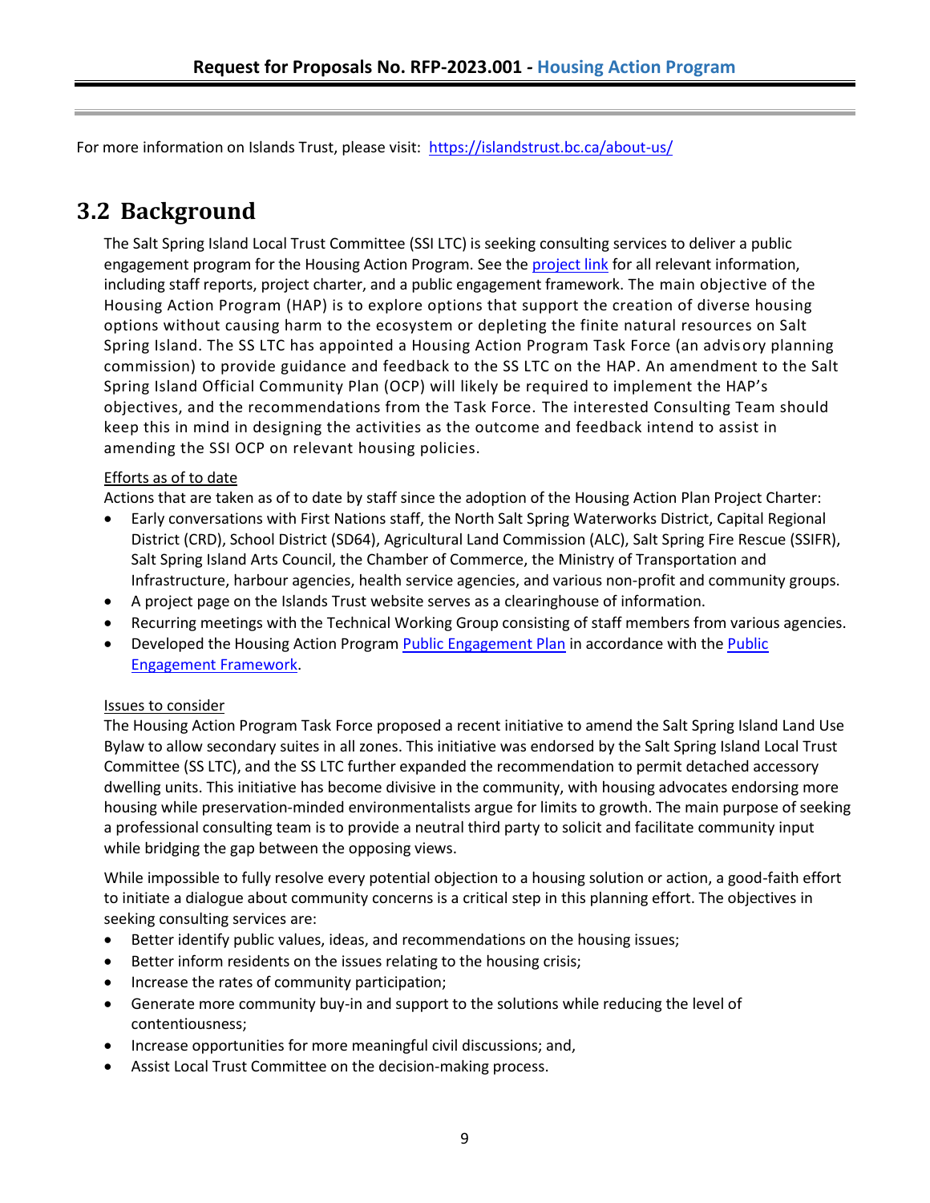For more information on Islands Trust, please visit: [https://islandstrust.bc.ca/about-us/](https://islandstrust.bc.ca/about-us/)

## 3.2 Background

The Salt Spring Island Local Trust Committee (SSI LTC) is seeking consulting services to deliver a public engagement program for the Housing Action Program. See the project link for all relevant information, including staff reports, project charter, and a public engagement framework. The main objective of the Housing Action Program (HAP) is to explore options that support the creation of diverse housing options without causing harm to the ecosystem or depleting the finite natural resources on Salt Spring Island. The SS LTC has appointed a Housing Action Program Task Force (an advisory planning commission) to provide guidance and feedback to the SS LTC on the HAP. An amendment to the Salt Spring Island Official Community Plan (OCP) will likely be required to implement the HAP's objectives, and the recommendations from the Task Force. The interested Consulting Team should keep this in mind in designing the activities as the outcome and feedback intend to assist in amending the SSI OCP on relevant housing policies.

<u>Efforts as of to date</u>

Actions that are taken as of to date by staff since the adoption of the Housing Action Plan Project Charter:

- Early conversations with First Nations staff, the North Salt Spring Waterworks District, Capital Regional District (CRD), School District (SD64), Agricultural Land Commission (ALC), Salt Spring Fire Rescue (SSIFR), Salt Spring Island Arts Council, the Chamber of Commerce, the Ministry of Transportation and Infrastructure, harbour agencies, health service agencies, and various non-profit and community groups.
- A project page on the Islands Trust website serves as a clearinghouse of information.
- Recurring meetings with the Technical Working Group consisting of staff members from various agencies.
- Developed the Housing Action Program Public Engagement Plan in accordance with the Public Engagement Framework.

<u>Issues to consider</u>

The Housing Action Program Task Force proposed a recent initiative to amend the Salt Spring Island Land Use Bylaw to allow secondary suites in all zones. This initiative was endorsed by the Salt Spring Island Local Trust Committee (SS LTC), and the SS LTC further expanded the recommendation to permit detached accessory dwelling units. This initiative has become divisive in the community, with housing advocates endorsing more housing while preservation-minded environmentalists argue for limits to growth. The main purpose of seeking a professional consulting team is to provide a neutral third party to solicit and facilitate community input while bridging the gap between the opposing views.

While impossible to fully resolve every potential objection to a housing solution or action, a good-faith effort to initiate a dialogue about community concerns is a critical step in this planning effort. The objectives in seeking consulting services are:

- Better identify public values, ideas, and recommendations on the housing issues;
- Better inform residents on the issues relating to the housing crisis;
- Increase the rates of community participation;
- Generate more community buy-in and support to the solutions while reducing the level of contentiousness;
- Increase opportunities for more meaningful civil discussions; and,
- Assist Local Trust Committee on the decision-making process.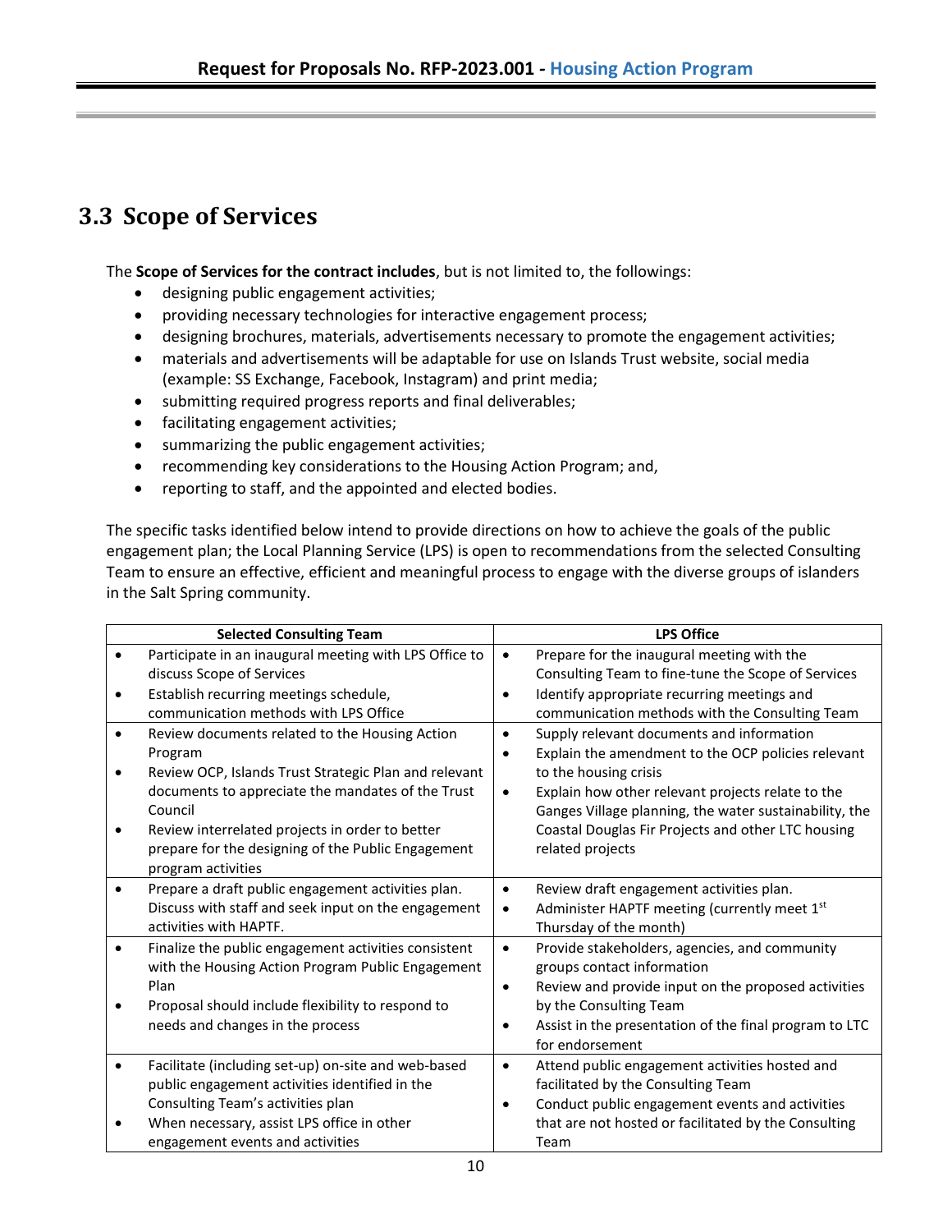## 3.3 Scope of Services

The **Scope of Services for the contract includes**, but is not limited to, the followings:

- designing public engagement activities;
- providing necessary technologies for interactive engagement process;
- designing brochures, materials, advertisements necessary to promote the engagement activities;
- materials and advertisements will be adaptable for use on Islands Trust website, social media (example: SS Exchange, Facebook, Instagram) and print media;
- submitting required progress reports and final deliverables;
- facilitating engagement activities;
- summarizing the public engagement activities;
- recommending key considerations to the Housing Action Program; and,
- reporting to staff, and the appointed and elected bodies.

The specific tasks identified below intend to provide directions on how to achieve the goals of the public engagement plan; the Local Planning Service (LPS) is open to recommendations from the selected Consulting Team to ensure an effective, efficient and meaningful process to engage with the diverse groups of islanders in the Salt Spring community.

| Selected Consulting Team | LPS Office |
|---|---|
| • Participate in an inaugural meeting with LPS Office to discuss Scope of Services<br>• Establish recurring meetings schedule, communication methods with LPS Office | • Prepare for the inaugural meeting with the Consulting Team to fine-tune the Scope of Services<br>• Identify appropriate recurring meetings and communication methods with the Consulting Team |
| • Review documents related to the Housing Action Program<br>• Review OCP, Islands Trust Strategic Plan and relevant documents to appreciate the mandates of the Trust Council<br>• Review interrelated projects in order to better prepare for the designing of the Public Engagement program activities | • Supply relevant documents and information<br>• Explain the amendment to the OCP policies relevant to the housing crisis<br>• Explain how other relevant projects relate to the Ganges Village planning, the water sustainability, the Coastal Douglas Fir Projects and other LTC housing related projects |
| • Prepare a draft public engagement activities plan. Discuss with staff and seek input on the engagement activities with HAPTF. | • Review draft engagement activities plan.<br>• Administer HAPTF meeting (currently meet 1st Thursday of the month) |
| • Finalize the public engagement activities consistent with the Housing Action Program Public Engagement Plan<br>• Proposal should include flexibility to respond to needs and changes in the process | • Provide stakeholders, agencies, and community groups contact information<br>• Review and provide input on the proposed activities by the Consulting Team<br>• Assist in the presentation of the final program to LTC for endorsement |
| • Facilitate (including set-up) on-site and web-based public engagement activities identified in the Consulting Team's activities plan<br>• When necessary, assist LPS office in other engagement events and activities | • Attend public engagement activities hosted and facilitated by the Consulting Team<br>• Conduct public engagement events and activities that are not hosted or facilitated by the Consulting Team |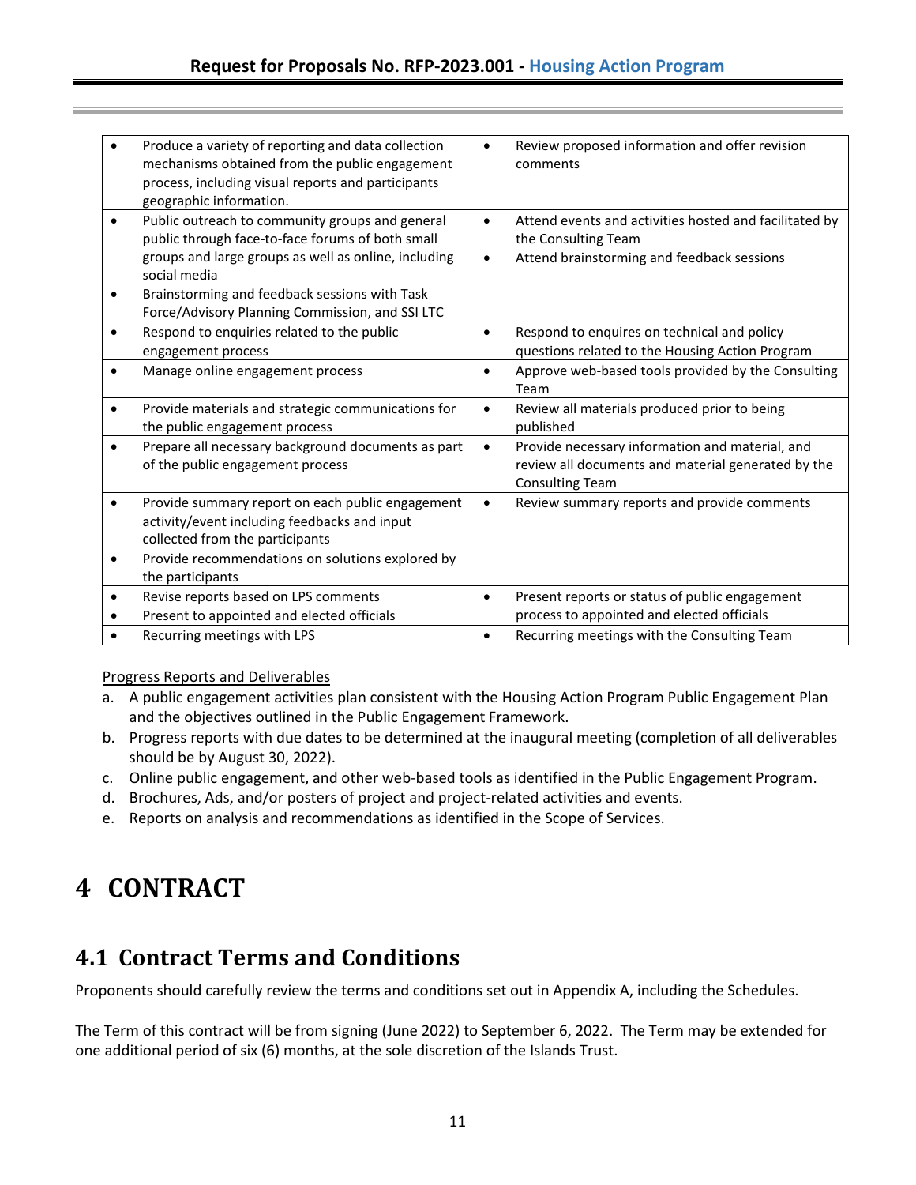| | |
|---|---|
| • Produce a variety of reporting and data collection mechanisms obtained from the public engagement process, including visual reports and participants geographic information. | • Review proposed information and offer revision comments |
| • Public outreach to community groups and general public through face-to-face forums of both small groups and large groups as well as online, including social media<br>• Brainstorming and feedback sessions with Task Force/Advisory Planning Commission, and SSI LTC | • Attend events and activities hosted and facilitated by the Consulting Team<br>• Attend brainstorming and feedback sessions |
| • Respond to enquiries related to the public engagement process | • Respond to enquires on technical and policy questions related to the Housing Action Program |
| • Manage online engagement process | • Approve web-based tools provided by the Consulting Team |
| • Provide materials and strategic communications for the public engagement process | • Review all materials produced prior to being published |
| • Prepare all necessary background documents as part of the public engagement process | • Provide necessary information and material, and review all documents and material generated by the Consulting Team |
| • Provide summary report on each public engagement activity/event including feedbacks and input collected from the participants<br>• Provide recommendations on solutions explored by the participants | • Review summary reports and provide comments |
| • Revise reports based on LPS comments<br>• Present to appointed and elected officials | • Present reports or status of public engagement process to appointed and elected officials |
| • Recurring meetings with LPS | • Recurring meetings with the Consulting Team |

Progress Reports and Deliverables

a. A public engagement activities plan consistent with the Housing Action Program Public Engagement Plan and the objectives outlined in the Public Engagement Framework.
b. Progress reports with due dates to be determined at the inaugural meeting (completion of all deliverables should be by August 30, 2022).
c. Online public engagement, and other web-based tools as identified in the Public Engagement Program.
d. Brochures, Ads, and/or posters of project and project-related activities and events.
e. Reports on analysis and recommendations as identified in the Scope of Services.

# 4 CONTRACT

## 4.1 Contract Terms and Conditions

Proponents should carefully review the terms and conditions set out in Appendix A, including the Schedules.

The Term of this contract will be from signing (June 2022) to September 6, 2022. The Term may be extended for one additional period of six (6) months, at the sole discretion of the Islands Trust.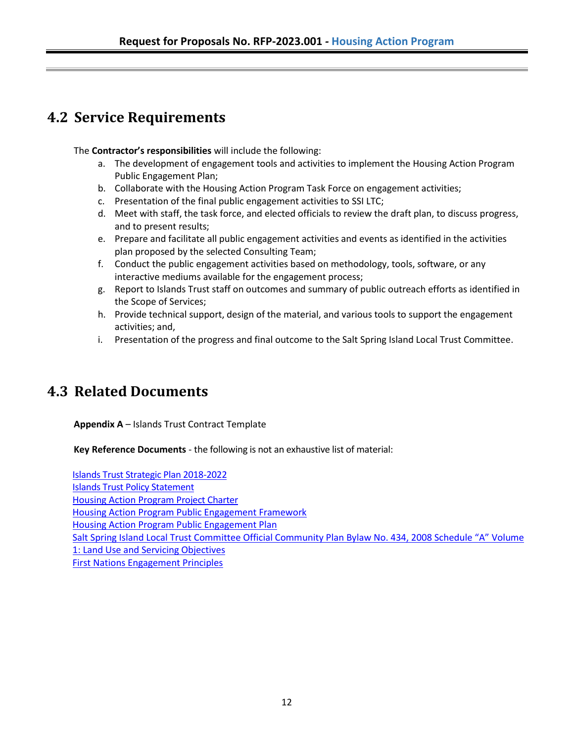## 4.2 Service Requirements

The **Contractor's responsibilities** will include the following:

a. The development of engagement tools and activities to implement the Housing Action Program Public Engagement Plan;
b. Collaborate with the Housing Action Program Task Force on engagement activities;
c. Presentation of the final public engagement activities to SSI LTC;
d. Meet with staff, the task force, and elected officials to review the draft plan, to discuss progress, and to present results;
e. Prepare and facilitate all public engagement activities and events as identified in the activities plan proposed by the selected Consulting Team;
f. Conduct the public engagement activities based on methodology, tools, software, or any interactive mediums available for the engagement process;
g. Report to Islands Trust staff on outcomes and summary of public outreach efforts as identified in the Scope of Services;
h. Provide technical support, design of the material, and various tools to support the engagement activities; and,
i. Presentation of the progress and final outcome to the Salt Spring Island Local Trust Committee.

## 4.3 Related Documents

**Appendix A** – Islands Trust Contract Template

**Key Reference Documents** - the following is not an exhaustive list of material:

Islands Trust Strategic Plan 2018-2022
Islands Trust Policy Statement
Housing Action Program Project Charter
Housing Action Program Public Engagement Framework
Housing Action Program Public Engagement Plan
Salt Spring Island Local Trust Committee Official Community Plan Bylaw No. 434, 2008 Schedule "A" Volume 1: Land Use and Servicing Objectives
First Nations Engagement Principles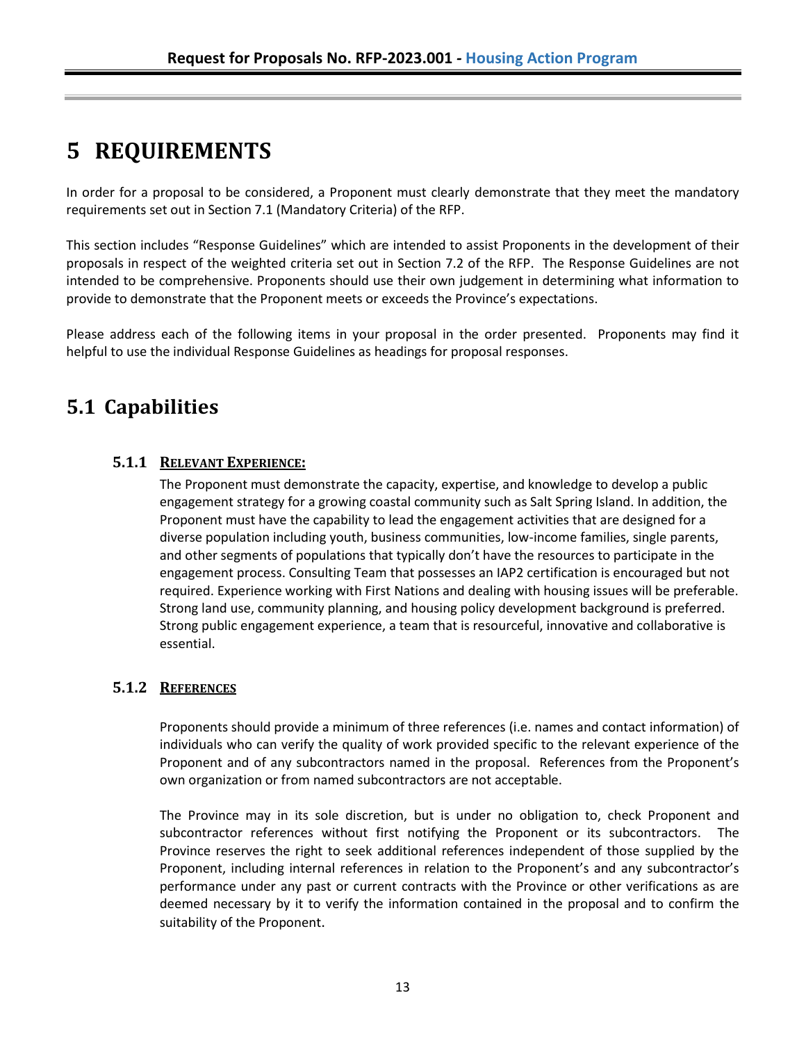# 5 REQUIREMENTS

In order for a proposal to be considered, a Proponent must clearly demonstrate that they meet the mandatory requirements set out in Section 7.1 (Mandatory Criteria) of the RFP.

This section includes "Response Guidelines" which are intended to assist Proponents in the development of their proposals in respect of the weighted criteria set out in Section 7.2 of the RFP. The Response Guidelines are not intended to be comprehensive. Proponents should use their own judgement in determining what information to provide to demonstrate that the Proponent meets or exceeds the Province's expectations.

Please address each of the following items in your proposal in the order presented. Proponents may find it helpful to use the individual Response Guidelines as headings for proposal responses.

## 5.1 Capabilities

### 5.1.1 RELEVANT EXPERIENCE:

The Proponent must demonstrate the capacity, expertise, and knowledge to develop a public engagement strategy for a growing coastal community such as Salt Spring Island. In addition, the Proponent must have the capability to lead the engagement activities that are designed for a diverse population including youth, business communities, low-income families, single parents, and other segments of populations that typically don't have the resources to participate in the engagement process. Consulting Team that possesses an IAP2 certification is encouraged but not required. Experience working with First Nations and dealing with housing issues will be preferable. Strong land use, community planning, and housing policy development background is preferred. Strong public engagement experience, a team that is resourceful, innovative and collaborative is essential.

### 5.1.2 REFERENCES

Proponents should provide a minimum of three references (i.e. names and contact information) of individuals who can verify the quality of work provided specific to the relevant experience of the Proponent and of any subcontractors named in the proposal. References from the Proponent's own organization or from named subcontractors are not acceptable.

The Province may in its sole discretion, but is under no obligation to, check Proponent and subcontractor references without first notifying the Proponent or its subcontractors. The Province reserves the right to seek additional references independent of those supplied by the Proponent, including internal references in relation to the Proponent's and any subcontractor's performance under any past or current contracts with the Province or other verifications as are deemed necessary by it to verify the information contained in the proposal and to confirm the suitability of the Proponent.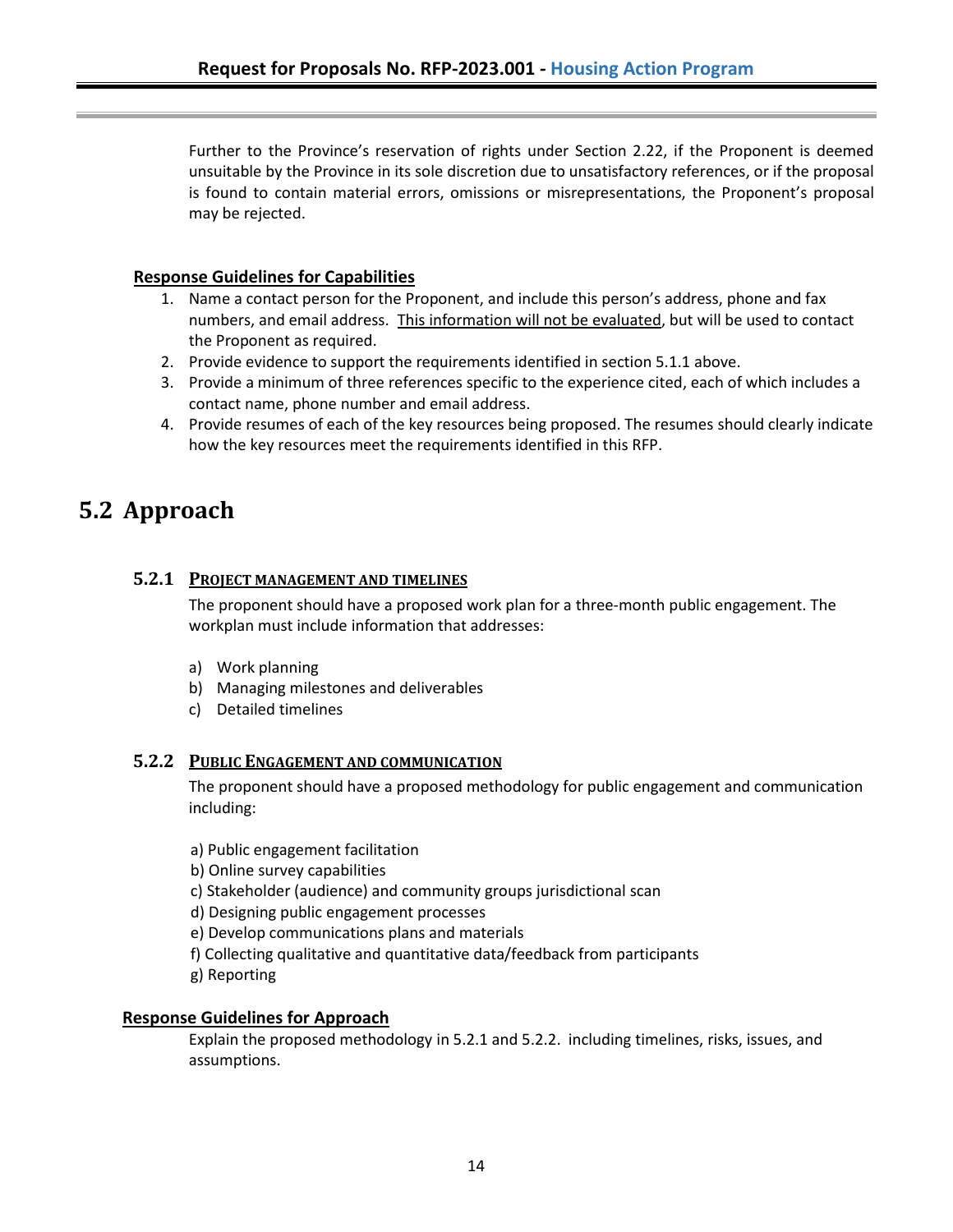Further to the Province's reservation of rights under Section 2.22, if the Proponent is deemed unsuitable by the Province in its sole discretion due to unsatisfactory references, or if the proposal is found to contain material errors, omissions or misrepresentations, the Proponent's proposal may be rejected.

**Response Guidelines for Capabilities**

1. Name a contact person for the Proponent, and include this person's address, phone and fax numbers, and email address. <u>This information will not be evaluated</u>, but will be used to contact the Proponent as required.
2. Provide evidence to support the requirements identified in section 5.1.1 above.
3. Provide a minimum of three references specific to the experience cited, each of which includes a contact name, phone number and email address.
4. Provide resumes of each of the key resources being proposed. The resumes should clearly indicate how the key resources meet the requirements identified in this RFP.

## 5.2 Approach

### 5.2.1 PROJECT MANAGEMENT AND TIMELINES

The proponent should have a proposed work plan for a three-month public engagement. The workplan must include information that addresses:

a) Work planning
b) Managing milestones and deliverables
c) Detailed timelines

### 5.2.2 PUBLIC ENGAGEMENT AND COMMUNICATION

The proponent should have a proposed methodology for public engagement and communication including:

a) Public engagement facilitation
b) Online survey capabilities
c) Stakeholder (audience) and community groups jurisdictional scan
d) Designing public engagement processes
e) Develop communications plans and materials
f) Collecting qualitative and quantitative data/feedback from participants
g) Reporting

**Response Guidelines for Approach**

Explain the proposed methodology in 5.2.1 and 5.2.2. including timelines, risks, issues, and assumptions.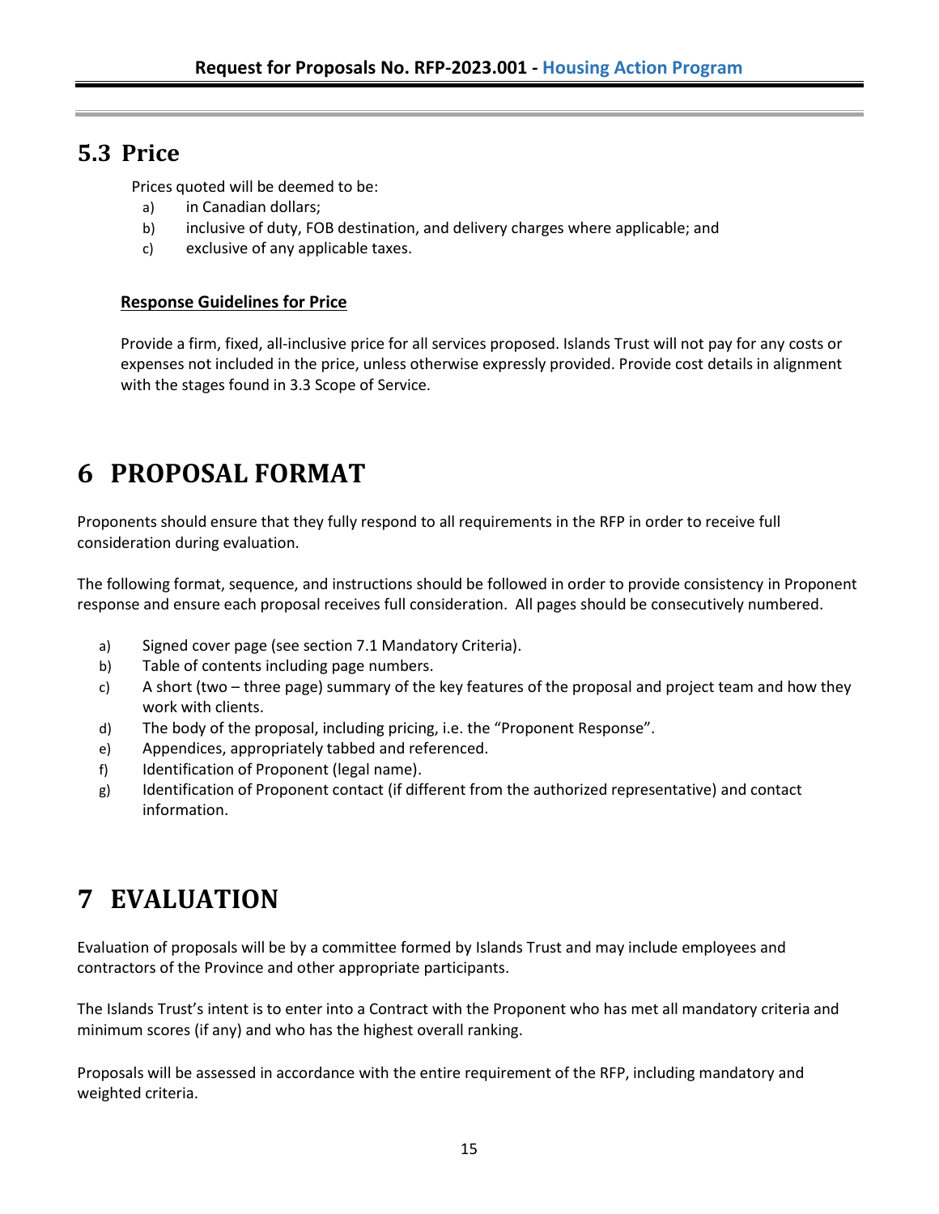## 5.3 Price

Prices quoted will be deemed to be:

a) in Canadian dollars;
b) inclusive of duty, FOB destination, and delivery charges where applicable; and
c) exclusive of any applicable taxes.

**Response Guidelines for Price**

Provide a firm, fixed, all-inclusive price for all services proposed. Islands Trust will not pay for any costs or expenses not included in the price, unless otherwise expressly provided. Provide cost details in alignment with the stages found in 3.3 Scope of Service.

# 6 PROPOSAL FORMAT

Proponents should ensure that they fully respond to all requirements in the RFP in order to receive full consideration during evaluation.

The following format, sequence, and instructions should be followed in order to provide consistency in Proponent response and ensure each proposal receives full consideration. All pages should be consecutively numbered.

a) Signed cover page (see section 7.1 Mandatory Criteria).
b) Table of contents including page numbers.
c) A short (two – three page) summary of the key features of the proposal and project team and how they work with clients.
d) The body of the proposal, including pricing, i.e. the "Proponent Response".
e) Appendices, appropriately tabbed and referenced.
f) Identification of Proponent (legal name).
g) Identification of Proponent contact (if different from the authorized representative) and contact information.

# 7 EVALUATION

Evaluation of proposals will be by a committee formed by Islands Trust and may include employees and contractors of the Province and other appropriate participants.

The Islands Trust's intent is to enter into a Contract with the Proponent who has met all mandatory criteria and minimum scores (if any) and who has the highest overall ranking.

Proposals will be assessed in accordance with the entire requirement of the RFP, including mandatory and weighted criteria.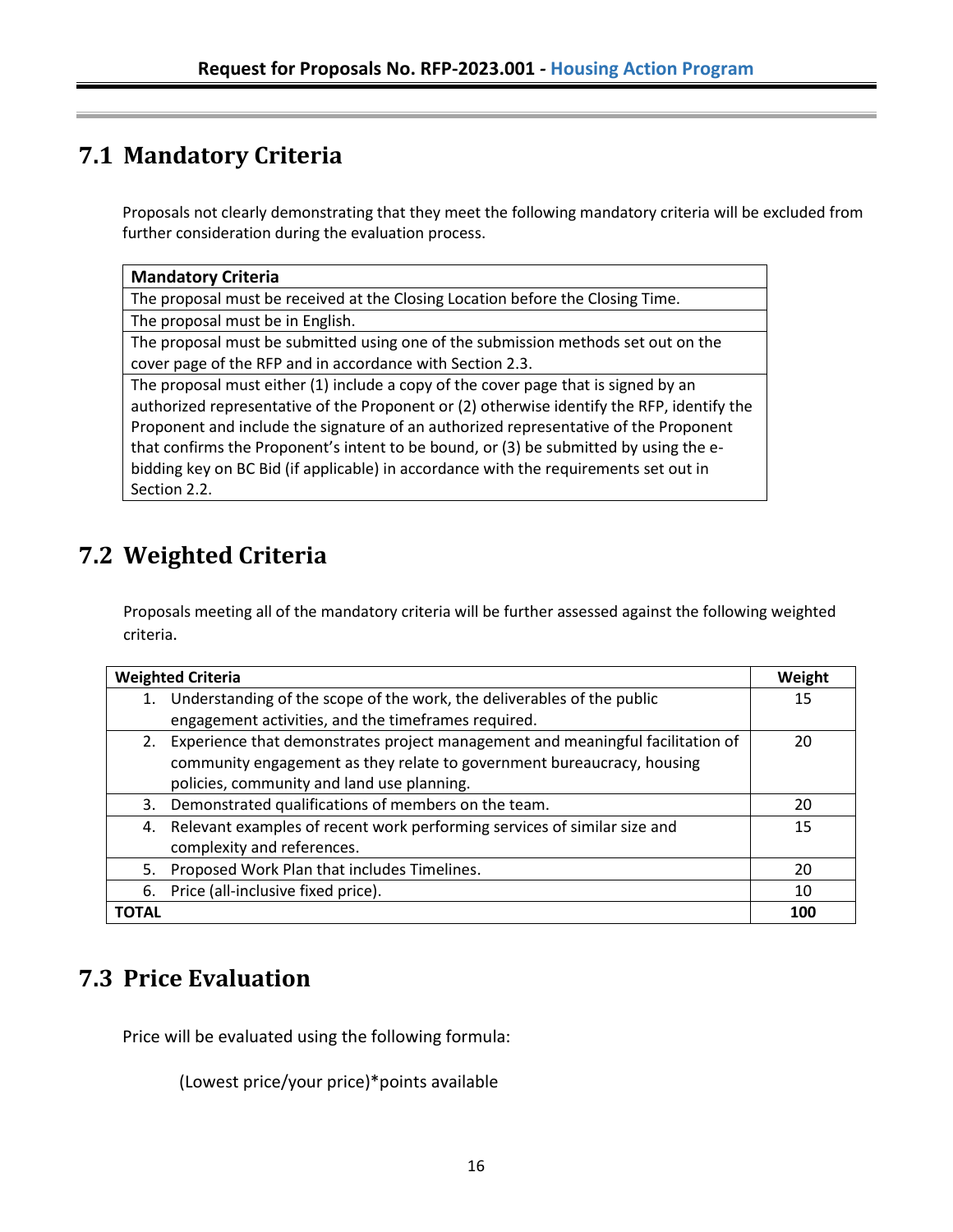## 7.1 Mandatory Criteria

Proposals not clearly demonstrating that they meet the following mandatory criteria will be excluded from further consideration during the evaluation process.

| Mandatory Criteria |
| --- |
| The proposal must be received at the Closing Location before the Closing Time. |
| The proposal must be in English. |
| The proposal must be submitted using one of the submission methods set out on the cover page of the RFP and in accordance with Section 2.3. |
| The proposal must either (1) include a copy of the cover page that is signed by an authorized representative of the Proponent or (2) otherwise identify the RFP, identify the Proponent and include the signature of an authorized representative of the Proponent that confirms the Proponent's intent to be bound, or (3) be submitted by using the e-bidding key on BC Bid (if applicable) in accordance with the requirements set out in Section 2.2. |

## 7.2 Weighted Criteria

Proposals meeting all of the mandatory criteria will be further assessed against the following weighted criteria.

| Weighted Criteria | Weight |
| --- | --- |
| 1. Understanding of the scope of the work, the deliverables of the public engagement activities, and the timeframes required. | 15 |
| 2. Experience that demonstrates project management and meaningful facilitation of community engagement as they relate to government bureaucracy, housing policies, community and land use planning. | 20 |
| 3. Demonstrated qualifications of members on the team. | 20 |
| 4. Relevant examples of recent work performing services of similar size and complexity and references. | 15 |
| 5. Proposed Work Plan that includes Timelines. | 20 |
| 6. Price (all-inclusive fixed price). | 10 |
| **TOTAL** | **100** |

## 7.3 Price Evaluation

Price will be evaluated using the following formula:

(Lowest price/your price)*points available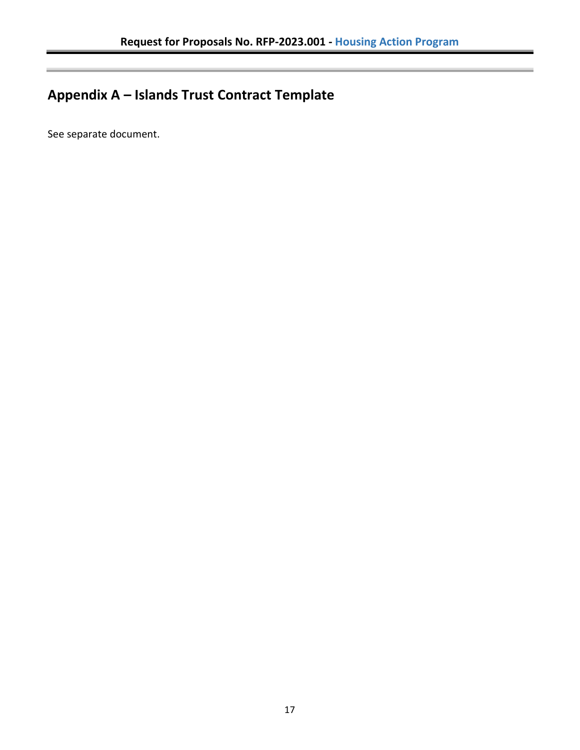# Appendix A – Islands Trust Contract Template

See separate document.